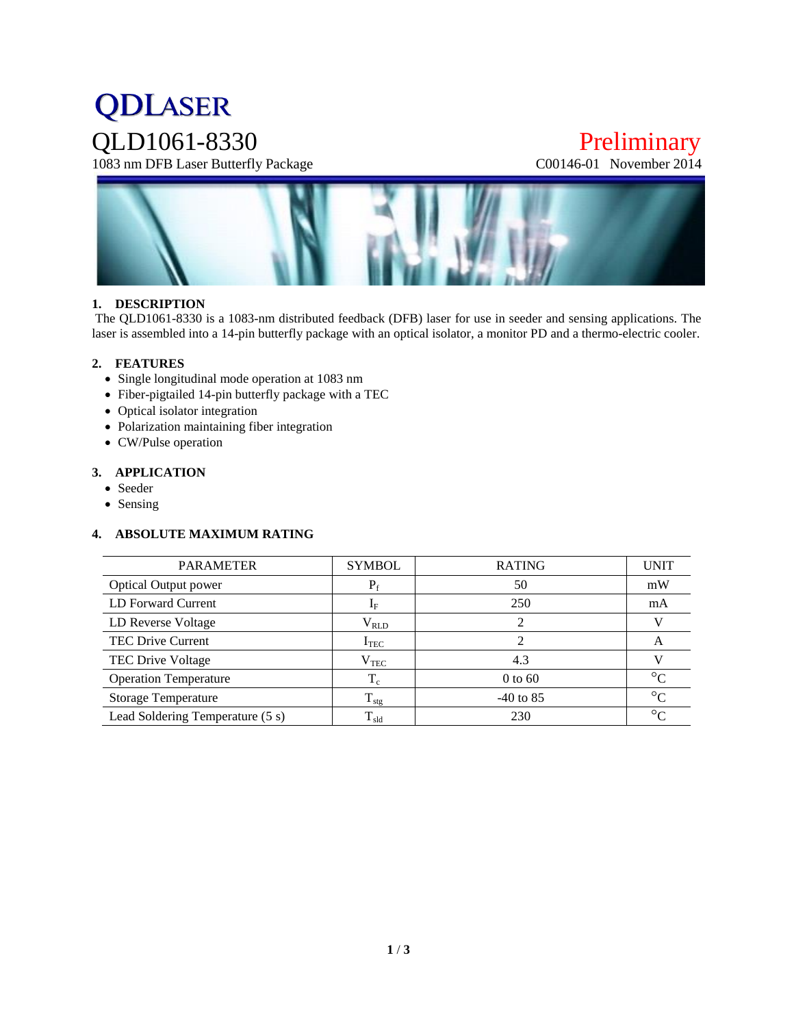# QDLASER

## QLD1061-8330

1083 nm DFB Laser Butterfly Package

Preliminary

C00146-01 November 2014

### 1. DESCRIPTION

The QLD1061-8330 is a 1083-nm distributed feedback (DFB) laser for use in seeder and sensing applications. The laser is assembled into a 14-pin butterfly package with an optical isolator, a monitor PD and a thermo-electric cooler.

### 2. FEATURES

- Single longitudinal mode operation at 1083 nm
- Fiber-pigtailed 14-pin butterfly package with a TEC
- Optical isolator integration
- Polarization maintaining fiber integration
- CW/Pulse operation

### 3. APPLICATION

- Seeder
- Sensing

### 4. ABSOLUTE MAXIMUM RATING

| PARAMETER | SYMBOL | RATING | UNIT |
|---|---|---|---|
| Optical Output power | $P_f$ | 50 | mW |
| LD Forward Current | $I_F$ | 250 | mA |
| LD Reverse Voltage | $V_{RLD}$ | 2 | V |
| TEC Drive Current | $I_{TEC}$ | 2 | A |
| TEC Drive Voltage | $V_{TEC}$ | 4.3 | V |
| Operation Temperature | $T_c$ | 0 to 60 | °C |
| Storage Temperature | $T_{stg}$ | -40 to 85 | °C |
| Lead Soldering Temperature (5 s) | $T_{sld}$ | 230 | °C |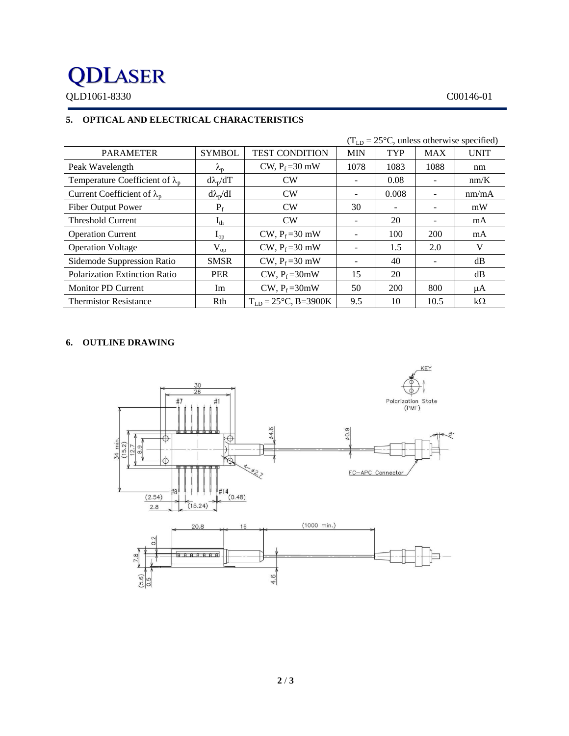## 5. OPTICAL AND ELECTRICAL CHARACTERISTICS

($T_{LD}$ = 25°C, unless otherwise specified)

| PARAMETER | SYMBOL | TEST CONDITION | MIN | TYP | MAX | UNIT |
|---|---|---|---|---|---|---|
| Peak Wavelength | $\lambda_p$ | CW, $P_f$ =30 mW | 1078 | 1083 | 1088 | nm |
| Temperature Coefficient of $\lambda_p$ | $d\lambda_p/dT$ | CW | - | 0.08 | - | nm/K |
| Current Coefficient of $\lambda_p$ | $d\lambda_p/dI$ | CW | - | 0.008 | - | nm/mA |
| Fiber Output Power | $P_f$ | CW | 30 | - | - | mW |
| Threshold Current | $I_{th}$ | CW | - | 20 | - | mA |
| Operation Current | $I_{op}$ | CW, $P_f$ =30 mW | - | 100 | 200 | mA |
| Operation Voltage | $V_{op}$ | CW, $P_f$ =30 mW | - | 1.5 | 2.0 | V |
| Sidemode Suppression Ratio | SMSR | CW, $P_f$ =30 mW | - | 40 | - | dB |
| Polarization Extinction Ratio | PER | CW, $P_f$ =30mW | 15 | 20 | | dB |
| Monitor PD Current | Im | CW, $P_f$ =30mW | 50 | 200 | 800 | μA |
| Thermistor Resistance | Rth | $T_{LD}$ = 25°C, B=3900K | 9.5 | 10 | 10.5 | kΩ |

## 6. OUTLINE DRAWING

KEY

Polarization State (PMF)

FC-APC Connector

30, 26, #7, #1, #8, #14, 34 min., (15.2), 12.7, 8.9, φ4.6, φ0.9, 4-φ2.7, 8°, (2.54), 2.8, (15.24), (0.48)

20.8, 16, (1000 min.), 0.2, 7.8, (5.6), 0.5, 4.6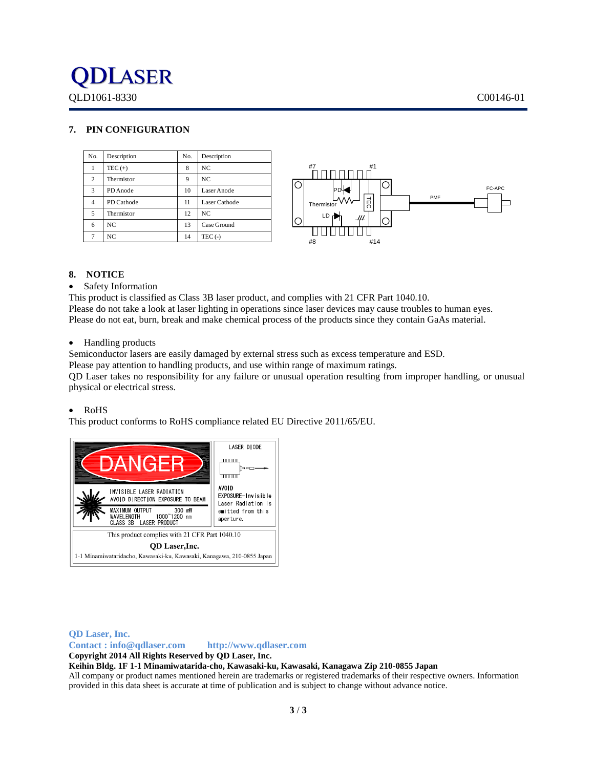## 7. PIN CONFIGURATION

| No. | Description | No. | Description |
|---|---|---|---|
| 1 | TEC (+) | 8 | NC |
| 2 | Thermistor | 9 | NC |
| 3 | PD Anode | 10 | Laser Anode |
| 4 | PD Cathode | 11 | Laser Cathode |
| 5 | Thermistor | 12 | NC |
| 6 | NC | 13 | Case Ground |
| 7 | NC | 14 | TEC (-) |

#7 #1
PD
Thermistor
TEC
LD
PMF
FC-APC
#8 #14

## 8. NOTICE

- Safety Information

This product is classified as Class 3B laser product, and complies with 21 CFR Part 1040.10.
Please do not take a look at laser lighting in operations since laser devices may cause troubles to human eyes.
Please do not eat, burn, break and make chemical process of the products since they contain GaAs material.

- Handling products

Semiconductor lasers are easily damaged by external stress such as excess temperature and ESD.
Please pay attention to handling products, and use within range of maximum ratings.
QD Laser takes no responsibility for any failure or unusual operation resulting from improper handling, or unusual physical or electrical stress.

- RoHS

This product conforms to RoHS compliance related EU Directive 2011/65/EU.

DANGER

INVISIBLE LASER RADIATION
AVOID DIRECTION EXPOSURE TO BEAM
MAXIMUM OUTPUT 300 mW
WAVELENGTH 1000~1200 nm
CLASS 3B LASER PRODUCT

LASER DIODE

AVOID
EXPOSURE-Invisible
Laser Radiation is
emitted from this
aperture.

This product complies with 21 CFR Part 1040.10
**QD Laser,Inc.**
1-1 Minamiwataridacho, Kawasaki-ku, Kawasaki, Kanagawa, 210-0855 Japan

**QD Laser, Inc.**
**Contact : info@qdlaser.com http://www.qdlaser.com**
**Copyright 2014 All Rights Reserved by QD Laser, Inc.**
**Keihin Bldg. 1F 1-1 Minamiwatarida-cho, Kawasaki-ku, Kawasaki, Kanagawa Zip 210-0855 Japan**
All company or product names mentioned herein are trademarks or registered trademarks of their respective owners. Information provided in this data sheet is accurate at time of publication and is subject to change without advance notice.